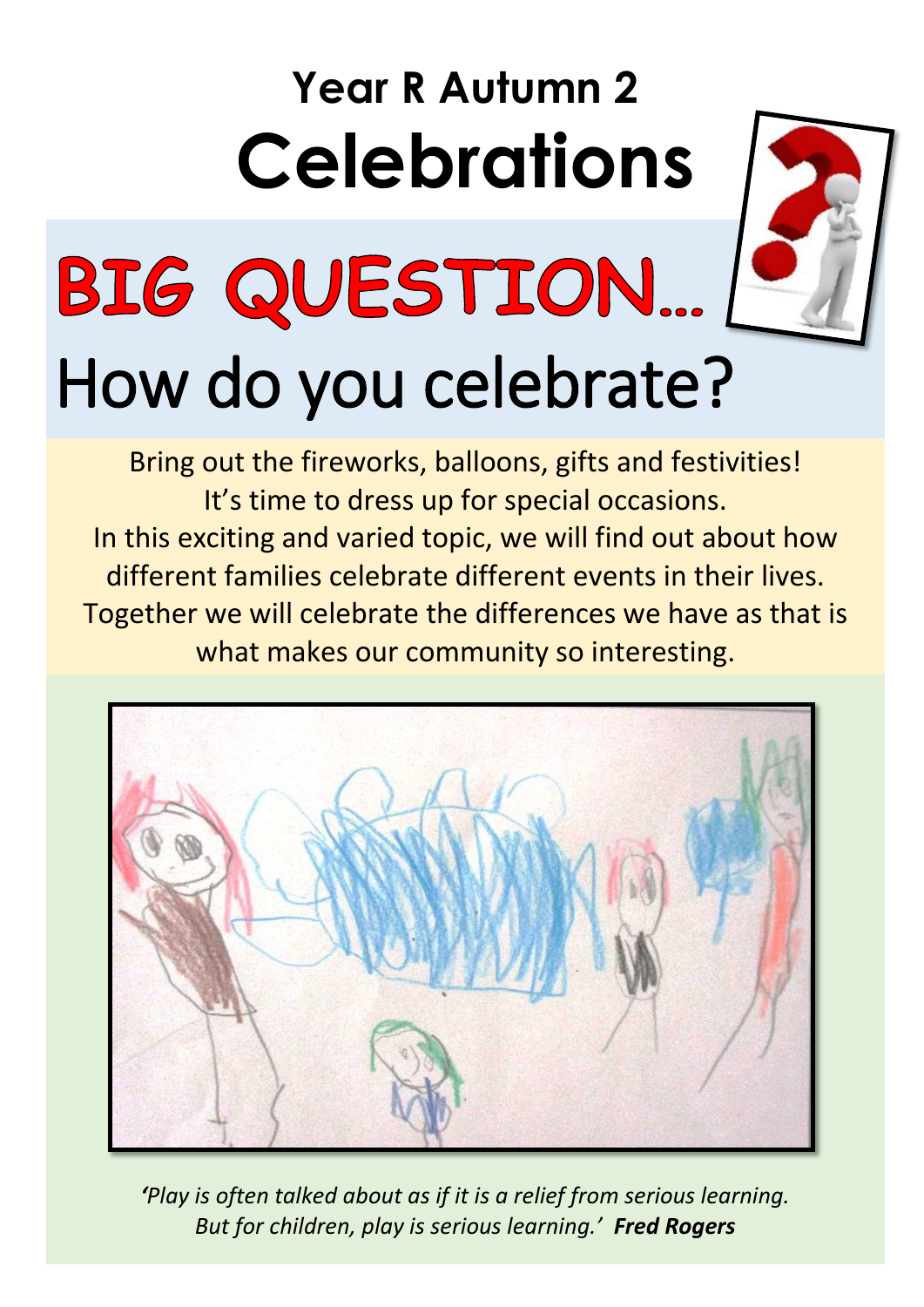# Year R Autumn 2

# Celebrations

## BIG QUESTION…

## How do you celebrate?

Bring out the fireworks, balloons, gifts and festivities!
It's time to dress up for special occasions.
In this exciting and varied topic, we will find out about how different families celebrate different events in their lives.
Together we will celebrate the differences we have as that is what makes our community so interesting.

*'Play is often talked about as if it is a relief from serious learning. But for children, play is serious learning.'* ***Fred Rogers***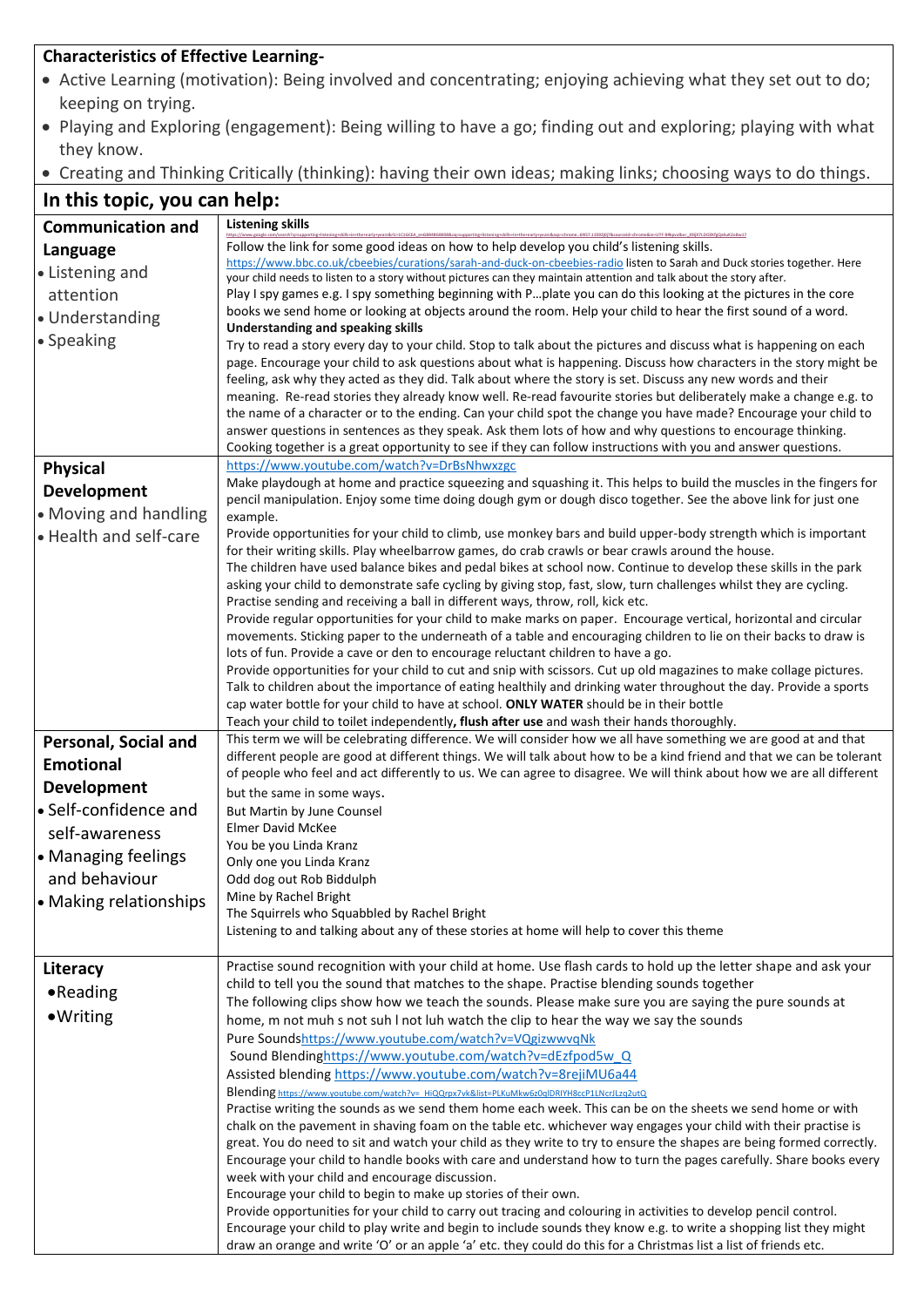**Characteristics of Effective Learning-**

- Active Learning (motivation): Being involved and concentrating; enjoying achieving what they set out to do; keeping on trying.
- Playing and Exploring (engagement): Being willing to have a go; finding out and exploring; playing with what they know.
- Creating and Thinking Critically (thinking): having their own ideas; making links; choosing ways to do things.

## In this topic, you can help:

| Area | Ideas |
|---|---|
| **Communication and Language**<br>• Listening and attention<br>• Understanding<br>• Speaking | **Listening skills**<br>https://www.google.com/search?q=supporting+listening+skills+in+the+early+years&rlz=1C1GCEA_enGB898GB898&oq=supporting+listening+skills+in+the+early+years&aqs=chrome..69i57.13592j0j7&sourceid=chrome&ie=UTF-8#kpvalbx=_0HjOYL0tD0fYgQebu82oBw17<br>Follow the link for some good ideas on how to help develop you child's listening skills.<br>https://www.bbc.co.uk/cbeebies/curations/sarah-and-duck-on-cbeebies-radio listen to Sarah and Duck stories together. Here your child needs to listen to a story without pictures can they maintain attention and talk about the story after.<br>Play I spy games e.g. I spy something beginning with P…plate you can do this looking at the pictures in the core books we send home or looking at objects around the room. Help your child to hear the first sound of a word.<br>**Understanding and speaking skills**<br>Try to read a story every day to your child. Stop to talk about the pictures and discuss what is happening on each page. Encourage your child to ask questions about what is happening. Discuss how characters in the story might be feeling, ask why they acted as they did. Talk about where the story is set. Discuss any new words and their meaning. Re-read stories they already know well. Re-read favourite stories but deliberately make a change e.g. to the name of a character or to the ending. Can your child spot the change you have made? Encourage your child to answer questions in sentences as they speak. Ask them lots of how and why questions to encourage thinking. Cooking together is a great opportunity to see if they can follow instructions with you and answer questions. |
| **Physical Development**<br>• Moving and handling<br>• Health and self-care | https://www.youtube.com/watch?v=DrBsNhwxzgc<br>Make playdough at home and practice squeezing and squashing it. This helps to build the muscles in the fingers for pencil manipulation. Enjoy some time doing dough gym or dough disco together. See the above link for just one example.<br>Provide opportunities for your child to climb, use monkey bars and build upper-body strength which is important for their writing skills. Play wheelbarrow games, do crab crawls or bear crawls around the house.<br>The children have used balance bikes and pedal bikes at school now. Continue to develop these skills in the park asking your child to demonstrate safe cycling by giving stop, fast, slow, turn challenges whilst they are cycling.<br>Practise sending and receiving a ball in different ways, throw, roll, kick etc.<br>Provide regular opportunities for your child to make marks on paper. Encourage vertical, horizontal and circular movements. Sticking paper to the underneath of a table and encouraging children to lie on their backs to draw is lots of fun. Provide a cave or den to encourage reluctant children to have a go.<br>Provide opportunities for your child to cut and snip with scissors. Cut up old magazines to make collage pictures.<br>Talk to children about the importance of eating healthily and drinking water throughout the day. Provide a sports cap water bottle for your child to have at school. **ONLY WATER** should be in their bottle<br>Teach your child to toilet independently**, flush after use** and wash their hands thoroughly. |
| **Personal, Social and Emotional Development**<br>• Self-confidence and self-awareness<br>• Managing feelings and behaviour<br>• Making relationships | This term we will be celebrating difference. We will consider how we all have something we are good at and that different people are good at different things. We will talk about how to be a kind friend and that we can be tolerant of people who feel and act differently to us. We can agree to disagree. We will think about how we are all different but the same in some ways.<br>But Martin by June Counsel<br>Elmer David McKee<br>You be you Linda Kranz<br>Only one you Linda Kranz<br>Odd dog out Rob Biddulph<br>Mine by Rachel Bright<br>The Squirrels who Squabbled by Rachel Bright<br>Listening to and talking about any of these stories at home will help to cover this theme |
| **Literacy**<br>• Reading<br>• Writing | Practise sound recognition with your child at home. Use flash cards to hold up the letter shape and ask your child to tell you the sound that matches to the shape. Practise blending sounds together<br>The following clips show how we teach the sounds. Please make sure you are saying the pure sounds at home, m not muh s not suh l not luh watch the clip to hear the way we say the sounds<br>Pure Soundshttps://www.youtube.com/watch?v=VQgizwwvqNk<br>Sound Blendinghttps://www.youtube.com/watch?v=dEzfpod5w_Q<br>Assisted blending https://www.youtube.com/watch?v=8rejiMU6a44<br>Blending https://www.youtube.com/watch?v=_HiQQrpx7vk&list=PLKuMkw6z0qIDRIYH8ccP1LNcrJLzq2utQ<br>Practise writing the sounds as we send them home each week. This can be on the sheets we send home or with chalk on the pavement in shaving foam on the table etc. whichever way engages your child with their practise is great. You do need to sit and watch your child as they write to try to ensure the shapes are being formed correctly.<br>Encourage your child to handle books with care and understand how to turn the pages carefully. Share books every week with your child and encourage discussion.<br>Encourage your child to begin to make up stories of their own.<br>Provide opportunities for your child to carry out tracing and colouring in activities to develop pencil control.<br>Encourage your child to play write and begin to include sounds they know e.g. to write a shopping list they might draw an orange and write 'O' or an apple 'a' etc. they could do this for a Christmas list a list of friends etc. |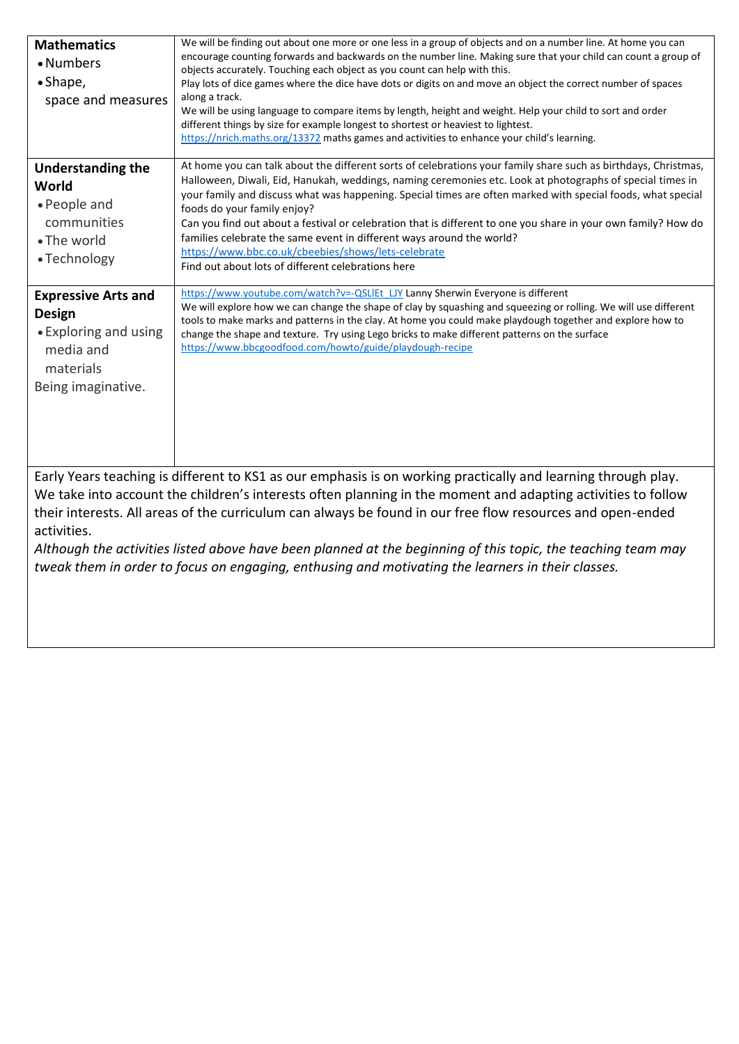| | |
|---|---|
| **Mathematics**<br>• Numbers<br>• Shape, space and measures | We will be finding out about one more or one less in a group of objects and on a number line. At home you can encourage counting forwards and backwards on the number line. Making sure that your child can count a group of objects accurately. Touching each object as you count can help with this.<br>Play lots of dice games where the dice have dots or digits on and move an object the correct number of spaces along a track.<br>We will be using language to compare items by length, height and weight. Help your child to sort and order different things by size for example longest to shortest or heaviest to lightest.<br>https://nrich.maths.org/13372 maths games and activities to enhance your child's learning. |
| **Understanding the World**<br>• People and communities<br>• The world<br>• Technology | At home you can talk about the different sorts of celebrations your family share such as birthdays, Christmas, Halloween, Diwali, Eid, Hanukah, weddings, naming ceremonies etc. Look at photographs of special times in your family and discuss what was happening. Special times are often marked with special foods, what special foods do your family enjoy?<br>Can you find out about a festival or celebration that is different to one you share in your own family? How do families celebrate the same event in different ways around the world?<br>https://www.bbc.co.uk/cbeebies/shows/lets-celebrate<br>Find out about lots of different celebrations here |
| **Expressive Arts and Design**<br>• Exploring and using media and materials<br>Being imaginative. | https://www.youtube.com/watch?v=-QSLlEt_LJY Lanny Sherwin Everyone is different<br>We will explore how we can change the shape of clay by squashing and squeezing or rolling. We will use different tools to make marks and patterns in the clay. At home you could make playdough together and explore how to change the shape and texture. Try using Lego bricks to make different patterns on the surface<br>https://www.bbcgoodfood.com/howto/guide/playdough-recipe |

Early Years teaching is different to KS1 as our emphasis is on working practically and learning through play. We take into account the children's interests often planning in the moment and adapting activities to follow their interests. All areas of the curriculum can always be found in our free flow resources and open-ended activities.

*Although the activities listed above have been planned at the beginning of this topic, the teaching team may tweak them in order to focus on engaging, enthusing and motivating the learners in their classes.*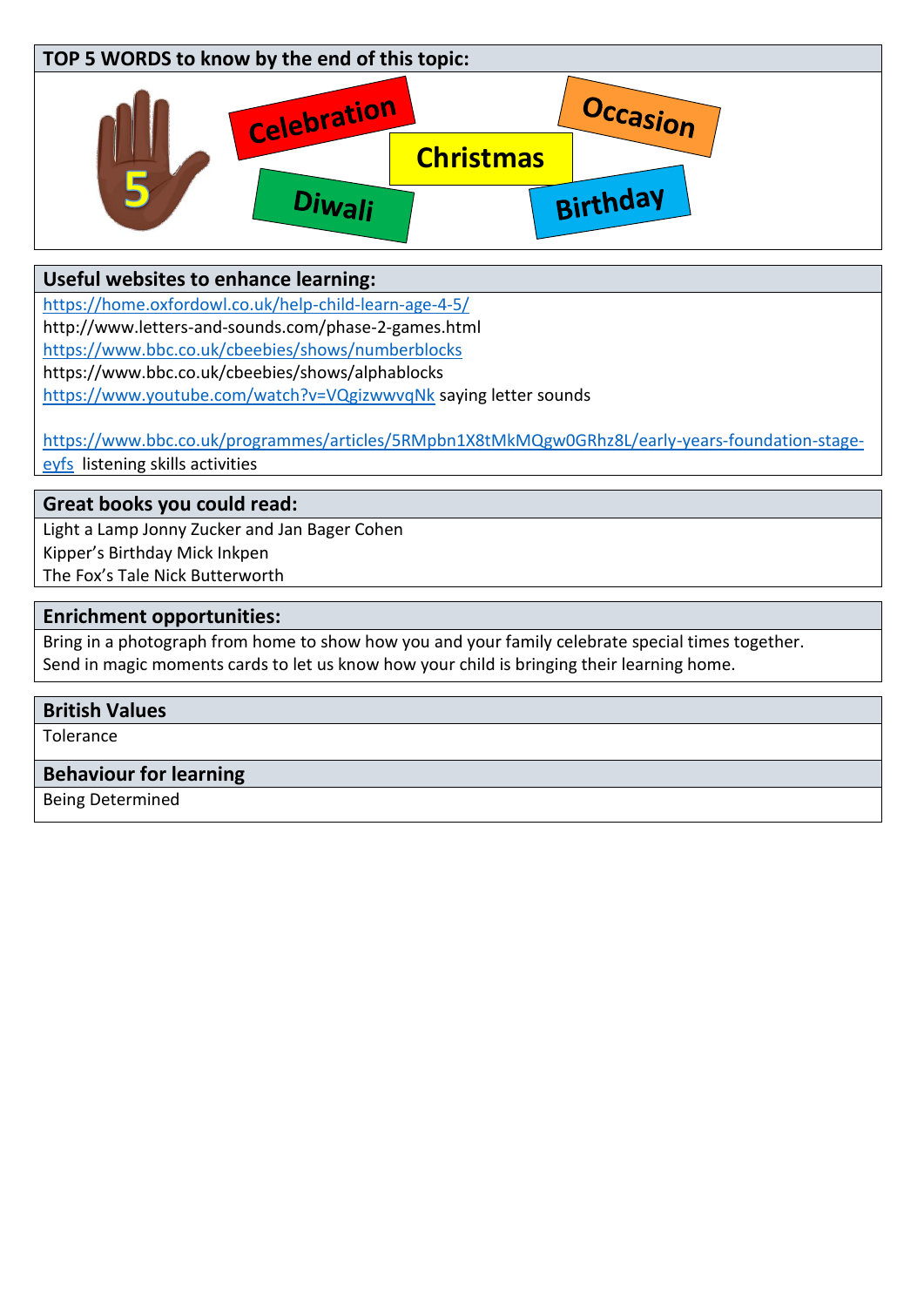## TOP 5 WORDS to know by the end of this topic:

5

Celebration

Occasion

Christmas

Diwali

Birthday

## Useful websites to enhance learning:

https://home.oxfordowl.co.uk/help-child-learn-age-4-5/
http://www.letters-and-sounds.com/phase-2-games.html
https://www.bbc.co.uk/cbeebies/shows/numberblocks
https://www.bbc.co.uk/cbeebies/shows/alphablocks
https://www.youtube.com/watch?v=VQgizwwvqNk saying letter sounds

https://www.bbc.co.uk/programmes/articles/5RMpbn1X8tMkMQgw0GRhz8L/early-years-foundation-stage-eyfs listening skills activities

## Great books you could read:

Light a Lamp Jonny Zucker and Jan Bager Cohen
Kipper's Birthday Mick Inkpen
The Fox's Tale Nick Butterworth

## Enrichment opportunities:

Bring in a photograph from home to show how you and your family celebrate special times together.
Send in magic moments cards to let us know how your child is bringing their learning home.

## British Values

Tolerance

## Behaviour for learning

Being Determined